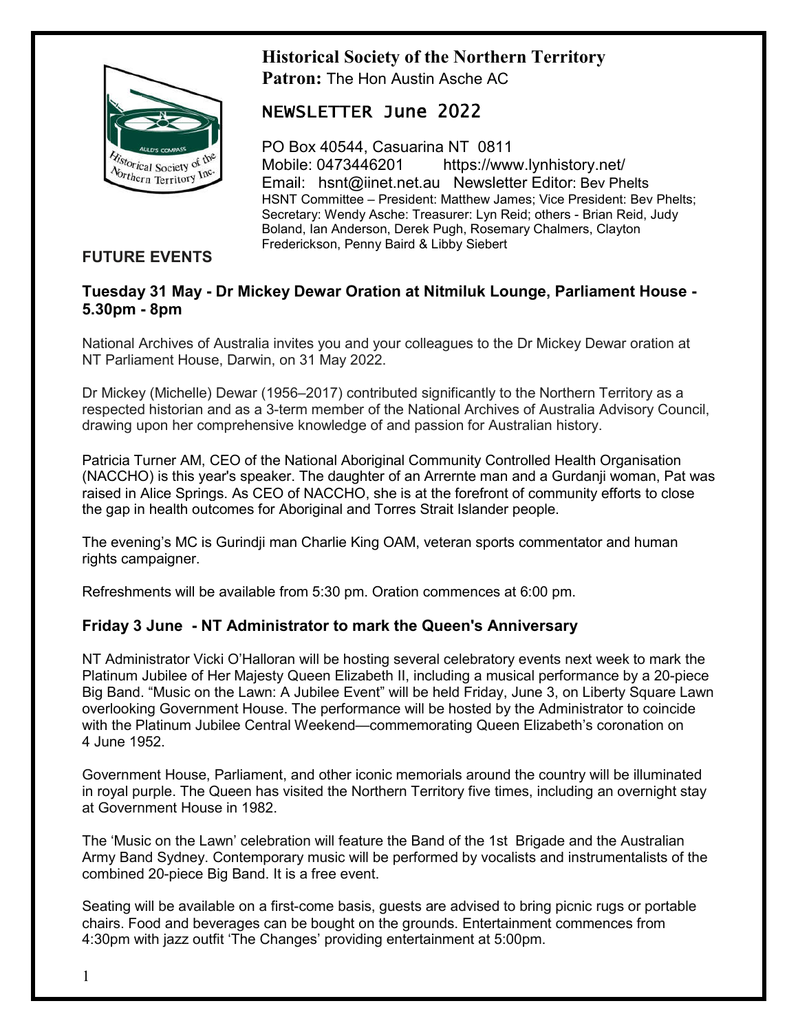# Historical Society of the Northern Territory

**Patron:** The Hon Austin Asche AC

## NEWSLETTER June 2022

PO Box 40544, Casuarina NT 0811
Mobile: 0473446201 https://www.lynhistory.net/
Email: hsnt@iinet.net.au Newsletter Editor: Bev Phelts
HSNT Committee – President: Matthew James; Vice President: Bev Phelts; Secretary: Wendy Asche: Treasurer: Lyn Reid; others - Brian Reid, Judy Boland, Ian Anderson, Derek Pugh, Rosemary Chalmers, Clayton Frederickson, Penny Baird & Libby Siebert

## FUTURE EVENTS

### Tuesday 31 May - Dr Mickey Dewar Oration at Nitmiluk Lounge, Parliament House - 5.30pm - 8pm

National Archives of Australia invites you and your colleagues to the Dr Mickey Dewar oration at NT Parliament House, Darwin, on 31 May 2022.

Dr Mickey (Michelle) Dewar (1956–2017) contributed significantly to the Northern Territory as a respected historian and as a 3-term member of the National Archives of Australia Advisory Council, drawing upon her comprehensive knowledge of and passion for Australian history.

Patricia Turner AM, CEO of the National Aboriginal Community Controlled Health Organisation (NACCHO) is this year's speaker. The daughter of an Arrernte man and a Gurdanji woman, Pat was raised in Alice Springs. As CEO of NACCHO, she is at the forefront of community efforts to close the gap in health outcomes for Aboriginal and Torres Strait Islander people.

The evening's MC is Gurindji man Charlie King OAM, veteran sports commentator and human rights campaigner.

Refreshments will be available from 5:30 pm. Oration commences at 6:00 pm.

### Friday 3 June - NT Administrator to mark the Queen's Anniversary

NT Administrator Vicki O'Halloran will be hosting several celebratory events next week to mark the Platinum Jubilee of Her Majesty Queen Elizabeth II, including a musical performance by a 20-piece Big Band. "Music on the Lawn: A Jubilee Event" will be held Friday, June 3, on Liberty Square Lawn overlooking Government House. The performance will be hosted by the Administrator to coincide with the Platinum Jubilee Central Weekend—commemorating Queen Elizabeth's coronation on 4 June 1952.

Government House, Parliament, and other iconic memorials around the country will be illuminated in royal purple. The Queen has visited the Northern Territory five times, including an overnight stay at Government House in 1982.

The 'Music on the Lawn' celebration will feature the Band of the 1st Brigade and the Australian Army Band Sydney. Contemporary music will be performed by vocalists and instrumentalists of the combined 20-piece Big Band. It is a free event.

Seating will be available on a first-come basis, guests are advised to bring picnic rugs or portable chairs. Food and beverages can be bought on the grounds. Entertainment commences from 4:30pm with jazz outfit 'The Changes' providing entertainment at 5:00pm.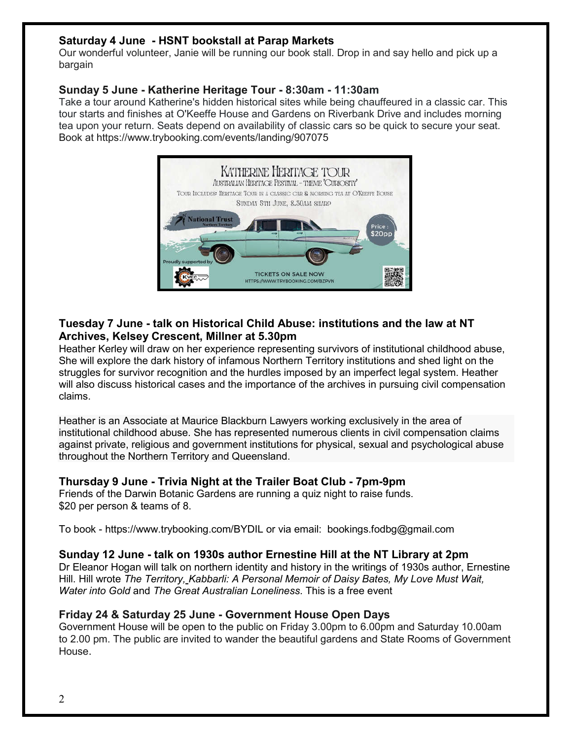### Saturday 4 June - HSNT bookstall at Parap Markets

Our wonderful volunteer, Janie will be running our book stall. Drop in and say hello and pick up a bargain

### Sunday 5 June - Katherine Heritage Tour - 8:30am - 11:30am

Take a tour around Katherine's hidden historical sites while being chauffeured in a classic car. This tour starts and finishes at O'Keeffe House and Gardens on Riverbank Drive and includes morning tea upon your return. Seats depend on availability of classic cars so be quick to secure your seat. Book at https://www.trybooking.com/events/landing/907075

### Tuesday 7 June - talk on Historical Child Abuse: institutions and the law at NT Archives, Kelsey Crescent, Millner at 5.30pm

Heather Kerley will draw on her experience representing survivors of institutional childhood abuse, She will explore the dark history of infamous Northern Territory institutions and shed light on the struggles for survivor recognition and the hurdles imposed by an imperfect legal system. Heather will also discuss historical cases and the importance of the archives in pursuing civil compensation claims.

Heather is an Associate at Maurice Blackburn Lawyers working exclusively in the area of institutional childhood abuse. She has represented numerous clients in civil compensation claims against private, religious and government institutions for physical, sexual and psychological abuse throughout the Northern Territory and Queensland.

### Thursday 9 June - Trivia Night at the Trailer Boat Club - 7pm-9pm

Friends of the Darwin Botanic Gardens are running a quiz night to raise funds.
$20 per person & teams of 8.

To book - https://www.trybooking.com/BYDIL or via email: bookings.fodbg@gmail.com

### Sunday 12 June - talk on 1930s author Ernestine Hill at the NT Library at 2pm

Dr Eleanor Hogan will talk on northern identity and history in the writings of 1930s author, Ernestine Hill. Hill wrote *The Territory, Kabbarli: A Personal Memoir of Daisy Bates, My Love Must Wait, Water into Gold* and *The Great Australian Loneliness*. This is a free event

### Friday 24 & Saturday 25 June - Government House Open Days

Government House will be open to the public on Friday 3.00pm to 6.00pm and Saturday 10.00am to 2.00 pm. The public are invited to wander the beautiful gardens and State Rooms of Government House.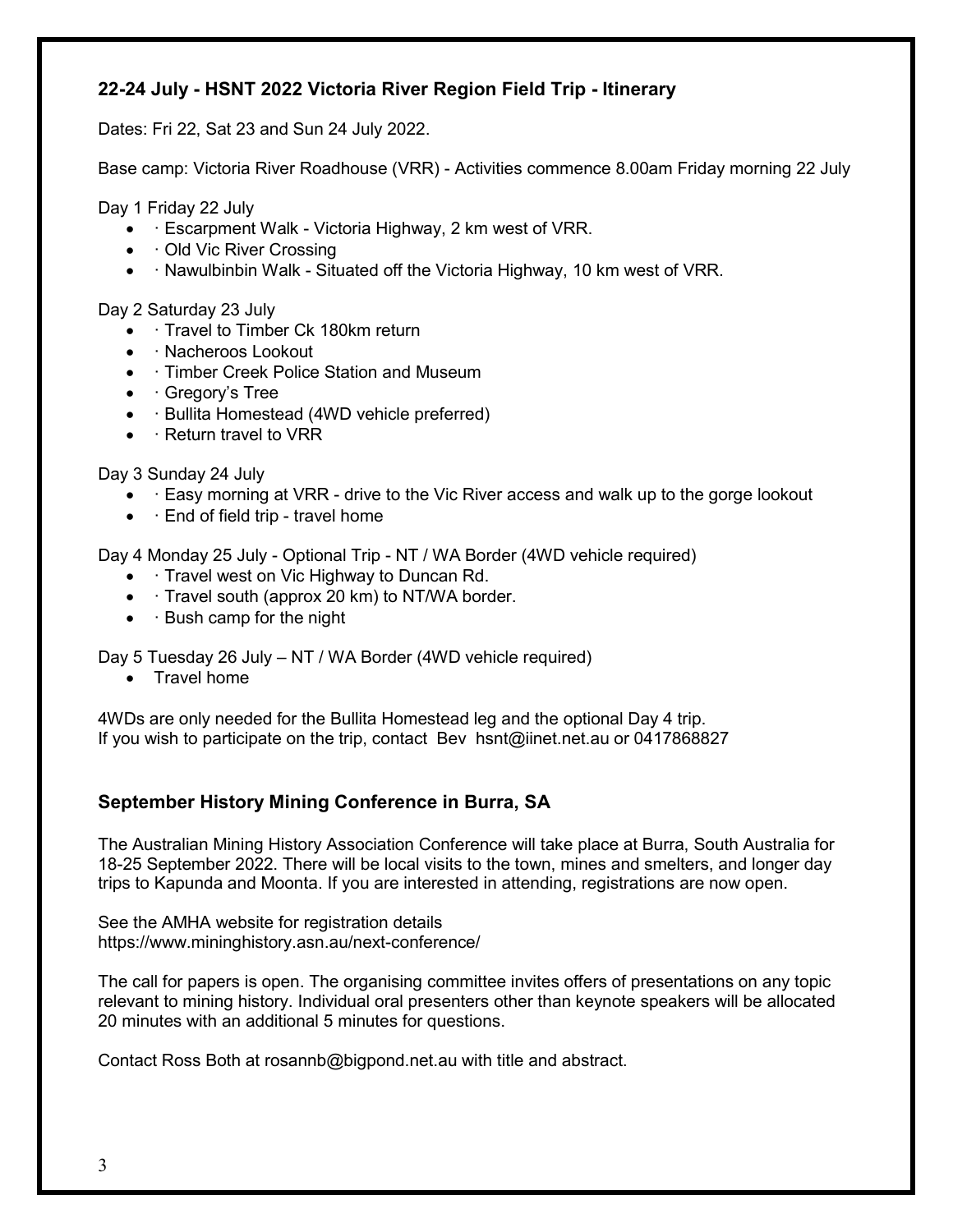### 22-24 July - HSNT 2022 Victoria River Region Field Trip - Itinerary

Dates: Fri 22, Sat 23 and Sun 24 July 2022.

Base camp: Victoria River Roadhouse (VRR) - Activities commence 8.00am Friday morning 22 July

Day 1 Friday 22 July

- · Escarpment Walk - Victoria Highway, 2 km west of VRR.
- · Old Vic River Crossing
- · Nawulbinbin Walk - Situated off the Victoria Highway, 10 km west of VRR.

Day 2 Saturday 23 July

- · Travel to Timber Ck 180km return
- · Nacheroos Lookout
- · Timber Creek Police Station and Museum
- · Gregory's Tree
- · Bullita Homestead (4WD vehicle preferred)
- · Return travel to VRR

Day 3 Sunday 24 July

- · Easy morning at VRR - drive to the Vic River access and walk up to the gorge lookout
- · End of field trip - travel home

Day 4 Monday 25 July - Optional Trip - NT / WA Border (4WD vehicle required)

- · Travel west on Vic Highway to Duncan Rd.
- · Travel south (approx 20 km) to NT/WA border.
- · Bush camp for the night

Day 5 Tuesday 26 July – NT / WA Border (4WD vehicle required)

- Travel home

4WDs are only needed for the Bullita Homestead leg and the optional Day 4 trip.
If you wish to participate on the trip, contact Bev hsnt@iinet.net.au or 0417868827

### September History Mining Conference in Burra, SA

The Australian Mining History Association Conference will take place at Burra, South Australia for 18-25 September 2022. There will be local visits to the town, mines and smelters, and longer day trips to Kapunda and Moonta. If you are interested in attending, registrations are now open.

See the AMHA website for registration details
https://www.mininghistory.asn.au/next-conference/

The call for papers is open. The organising committee invites offers of presentations on any topic relevant to mining history. Individual oral presenters other than keynote speakers will be allocated 20 minutes with an additional 5 minutes for questions.

Contact Ross Both at rosannb@bigpond.net.au with title and abstract.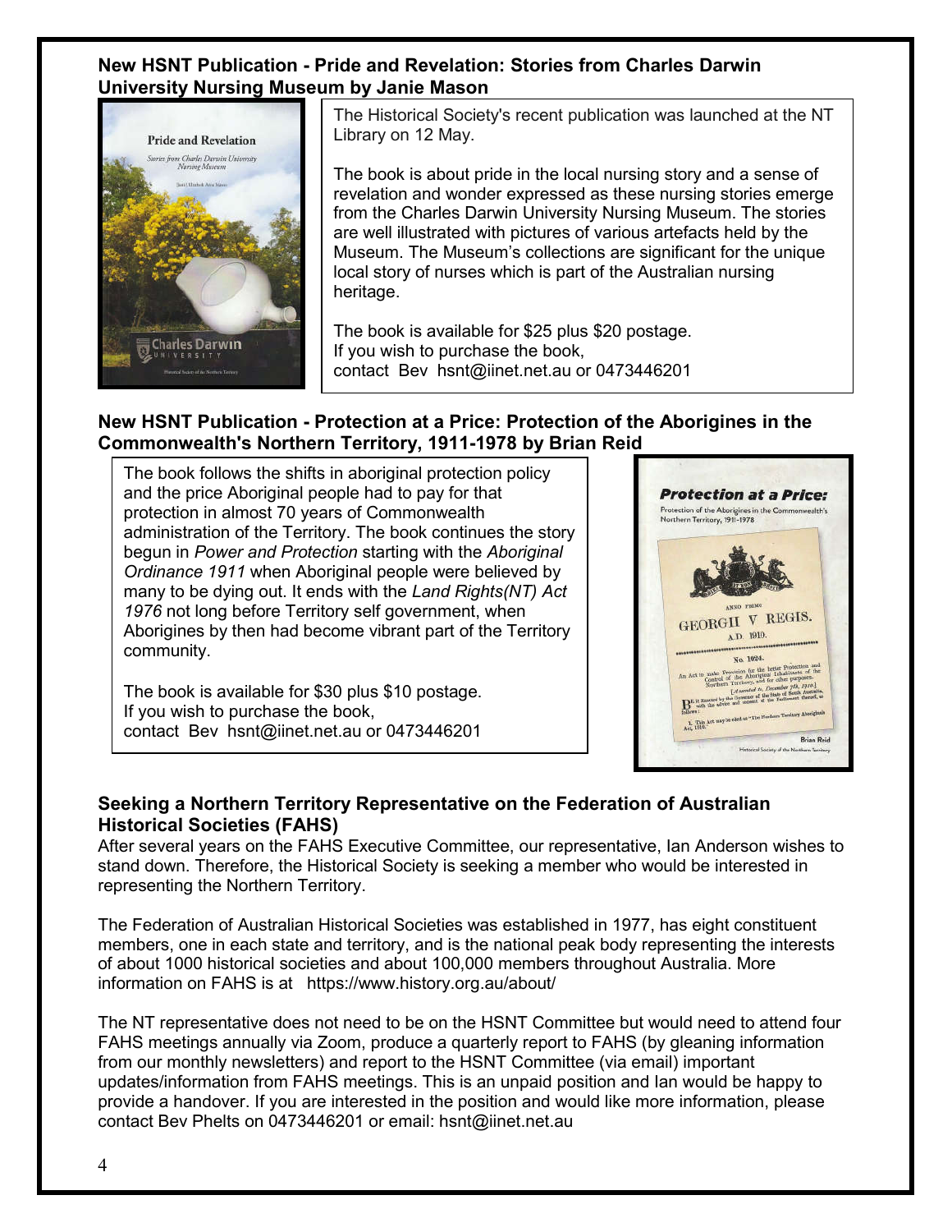### New HSNT Publication - Pride and Revelation: Stories from Charles Darwin University Nursing Museum by Janie Mason

The Historical Society's recent publication was launched at the NT Library on 12 May.

The book is about pride in the local nursing story and a sense of revelation and wonder expressed as these nursing stories emerge from the Charles Darwin University Nursing Museum. The stories are well illustrated with pictures of various artefacts held by the Museum. The Museum's collections are significant for the unique local story of nurses which is part of the Australian nursing heritage.

The book is available for $25 plus $20 postage.
If you wish to purchase the book,
contact Bev hsnt@iinet.net.au or 0473446201

### New HSNT Publication - Protection at a Price: Protection of the Aborigines in the Commonwealth's Northern Territory, 1911-1978 by Brian Reid

The book follows the shifts in aboriginal protection policy and the price Aboriginal people had to pay for that protection in almost 70 years of Commonwealth administration of the Territory. The book continues the story begun in *Power and Protection* starting with the *Aboriginal Ordinance 1911* when Aboriginal people were believed by many to be dying out. It ends with the *Land Rights(NT) Act 1976* not long before Territory self government, when Aborigines by then had become vibrant part of the Territory community.

The book is available for $30 plus $10 postage.
If you wish to purchase the book,
contact Bev hsnt@iinet.net.au or 0473446201

### Seeking a Northern Territory Representative on the Federation of Australian Historical Societies (FAHS)

After several years on the FAHS Executive Committee, our representative, Ian Anderson wishes to stand down. Therefore, the Historical Society is seeking a member who would be interested in representing the Northern Territory.

The Federation of Australian Historical Societies was established in 1977, has eight constituent members, one in each state and territory, and is the national peak body representing the interests of about 1000 historical societies and about 100,000 members throughout Australia. More information on FAHS is at https://www.history.org.au/about/

The NT representative does not need to be on the HSNT Committee but would need to attend four FAHS meetings annually via Zoom, produce a quarterly report to FAHS (by gleaning information from our monthly newsletters) and report to the HSNT Committee (via email) important updates/information from FAHS meetings. This is an unpaid position and Ian would be happy to provide a handover. If you are interested in the position and would like more information, please contact Bev Phelts on 0473446201 or email: hsnt@iinet.net.au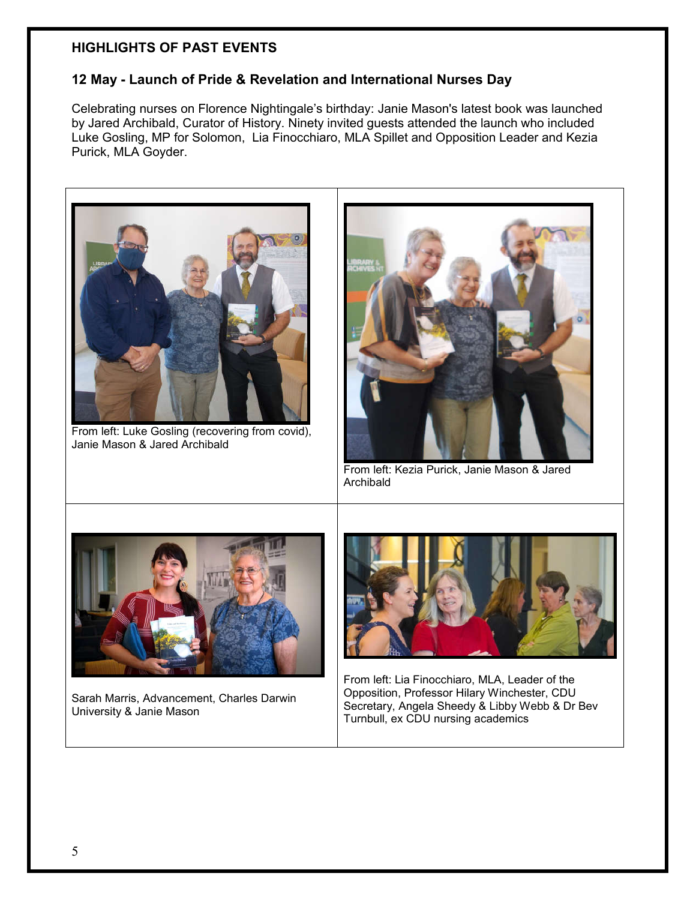## HIGHLIGHTS OF PAST EVENTS

### 12 May - Launch of Pride & Revelation and International Nurses Day

Celebrating nurses on Florence Nightingale's birthday: Janie Mason's latest book was launched by Jared Archibald, Curator of History. Ninety invited guests attended the launch who included Luke Gosling, MP for Solomon, Lia Finocchiaro, MLA Spillet and Opposition Leader and Kezia Purick, MLA Goyder.

From left: Luke Gosling (recovering from covid), Janie Mason & Jared Archibald

From left: Kezia Purick, Janie Mason & Jared Archibald

Sarah Marris, Advancement, Charles Darwin University & Janie Mason

From left: Lia Finocchiaro, MLA, Leader of the Opposition, Professor Hilary Winchester, CDU Secretary, Angela Sheedy & Libby Webb & Dr Bev Turnbull, ex CDU nursing academics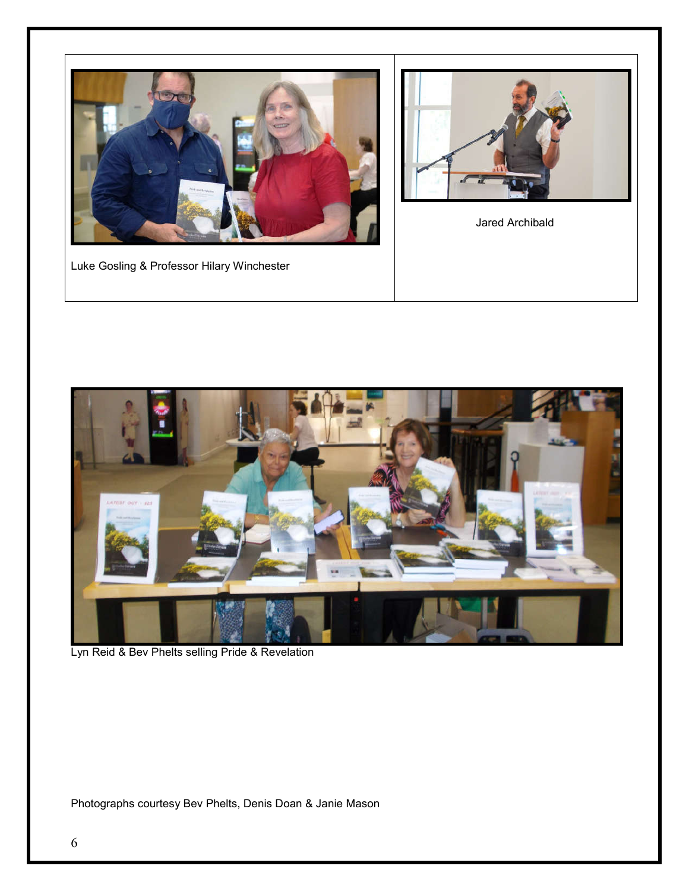Luke Gosling & Professor Hilary Winchester

Jared Archibald

Lyn Reid & Bev Phelts selling Pride & Revelation

Photographs courtesy Bev Phelts, Denis Doan & Janie Mason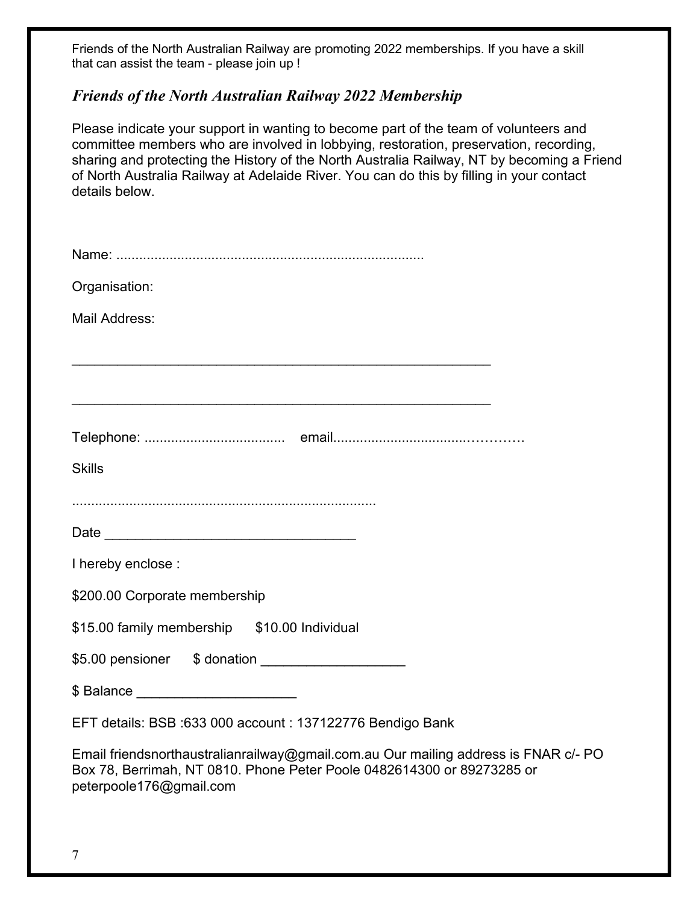Friends of the North Australian Railway are promoting 2022 memberships. If you have a skill that can assist the team - please join up !

## *Friends of the North Australian Railway 2022 Membership*

Please indicate your support in wanting to become part of the team of volunteers and committee members who are involved in lobbying, restoration, preservation, recording, sharing and protecting the History of the North Australia Railway, NT by becoming a Friend of North Australia Railway at Adelaide River. You can do this by filling in your contact details below.

Name: .................................................................................

Organisation:

Mail Address:

_______________________________________________________

_______________________________________________________

Telephone: ....................................   email..................................…………

Skills

...............................................................................

Date _________________________________

I hereby enclose :

$200.00 Corporate membership

$15.00 family membership     $10.00 Individual

$5.00 pensioner     $ donation ___________________

$ Balance _____________________

EFT details: BSB :633 000 account : 137122776 Bendigo Bank

Email friendsnorthaustralianrailway@gmail.com.au Our mailing address is FNAR c/- PO Box 78, Berrimah, NT 0810. Phone Peter Poole 0482614300 or 89273285 or peterpoole176@gmail.com